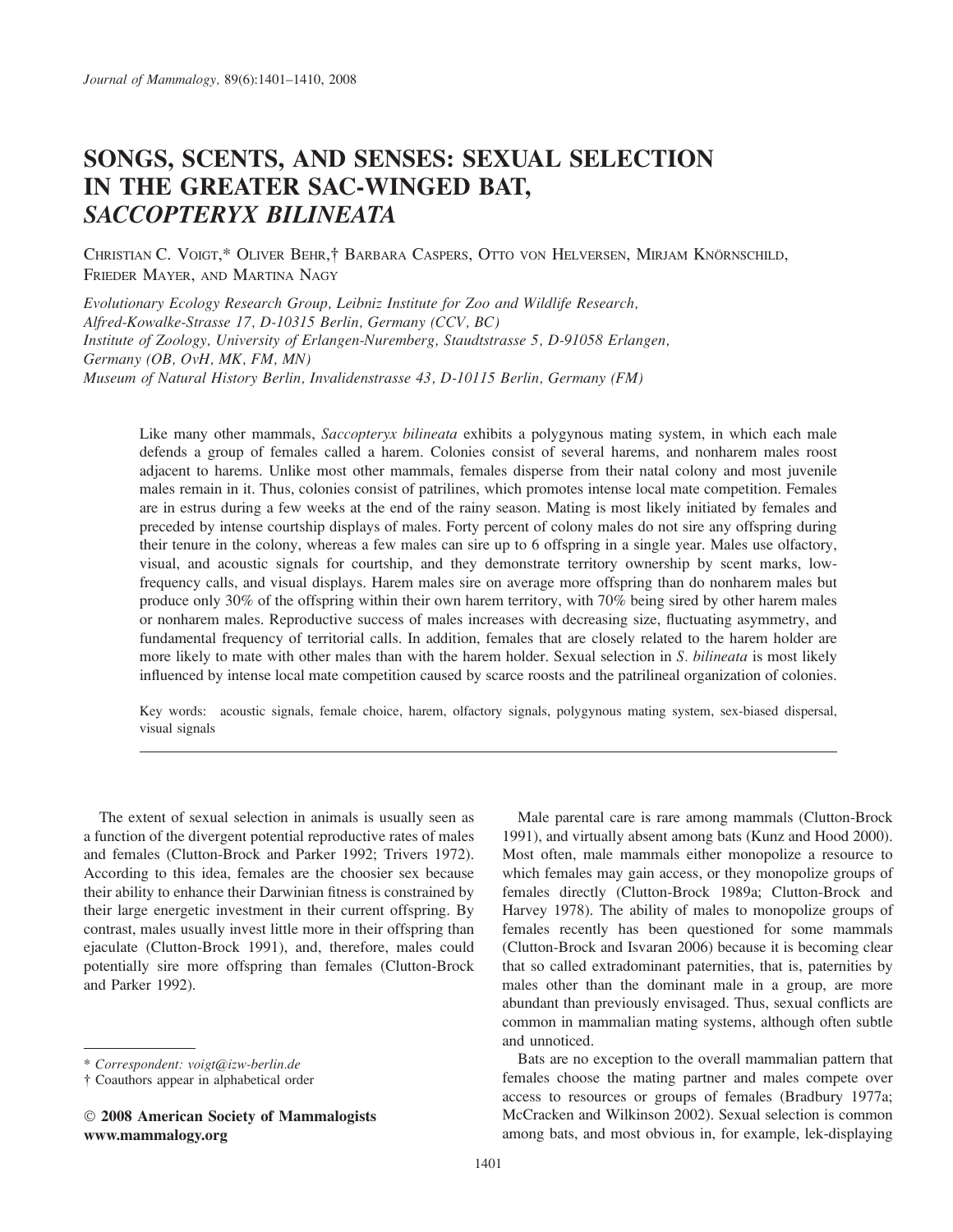# SONGS, SCENTS, AND SENSES: SEXUAL SELECTION IN THE GREATER SAC-WINGED BAT, *SACCOPTERYX BILINEATA*

Christian C. Voigt,* Oliver Behr,† Barbara Caspers, Otto von Helversen, Mirjam Knörnschild, Frieder Mayer, and Martina Nagy

*Evolutionary Ecology Research Group, Leibniz Institute for Zoo and Wildlife Research, Alfred-Kowalke-Strasse 17, D-10315 Berlin, Germany (CCV, BC)*
*Institute of Zoology, University of Erlangen-Nuremberg, Staudtstrasse 5, D-91058 Erlangen, Germany (OB, OvH, MK, FM, MN)*
*Museum of Natural History Berlin, Invalidenstrasse 43, D-10115 Berlin, Germany (FM)*

Like many other mammals, *Saccopteryx bilineata* exhibits a polygynous mating system, in which each male defends a group of females called a harem. Colonies consist of several harems, and nonharem males roost adjacent to harems. Unlike most other mammals, females disperse from their natal colony and most juvenile males remain in it. Thus, colonies consist of patrilines, which promotes intense local mate competition. Females are in estrus during a few weeks at the end of the rainy season. Mating is most likely initiated by females and preceded by intense courtship displays of males. Forty percent of colony males do not sire any offspring during their tenure in the colony, whereas a few males can sire up to 6 offspring in a single year. Males use olfactory, visual, and acoustic signals for courtship, and they demonstrate territory ownership by scent marks, low-frequency calls, and visual displays. Harem males sire on average more offspring than do nonharem males but produce only 30% of the offspring within their own harem territory, with 70% being sired by other harem males or nonharem males. Reproductive success of males increases with decreasing size, fluctuating asymmetry, and fundamental frequency of territorial calls. In addition, females that are closely related to the harem holder are more likely to mate with other males than with the harem holder. Sexual selection in *S. bilineata* is most likely influenced by intense local mate competition caused by scarce roosts and the patrilineal organization of colonies.

Key words: acoustic signals, female choice, harem, olfactory signals, polygynous mating system, sex-biased dispersal, visual signals

The extent of sexual selection in animals is usually seen as a function of the divergent potential reproductive rates of males and females (Clutton-Brock and Parker 1992; Trivers 1972). According to this idea, females are the choosier sex because their ability to enhance their Darwinian fitness is constrained by their large energetic investment in their current offspring. By contrast, males usually invest little more in their offspring than ejaculate (Clutton-Brock 1991), and, therefore, males could potentially sire more offspring than females (Clutton-Brock and Parker 1992).

Male parental care is rare among mammals (Clutton-Brock 1991), and virtually absent among bats (Kunz and Hood 2000). Most often, male mammals either monopolize a resource to which females may gain access, or they monopolize groups of females directly (Clutton-Brock 1989a; Clutton-Brock and Harvey 1978). The ability of males to monopolize groups of females recently has been questioned for some mammals (Clutton-Brock and Isvaran 2006) because it is becoming clear that so called extradominant paternities, that is, paternities by males other than the dominant male in a group, are more abundant than previously envisaged. Thus, sexual conflicts are common in mammalian mating systems, although often subtle and unnoticed.

Bats are no exception to the overall mammalian pattern that females choose the mating partner and males compete over access to resources or groups of females (Bradbury 1977a; McCracken and Wilkinson 2002). Sexual selection is common among bats, and most obvious in, for example, lek-displaying

\* Correspondent: voigt@izw-berlin.de
† Coauthors appear in alphabetical order

© 2008 American Society of Mammalogists
www.mammalogy.org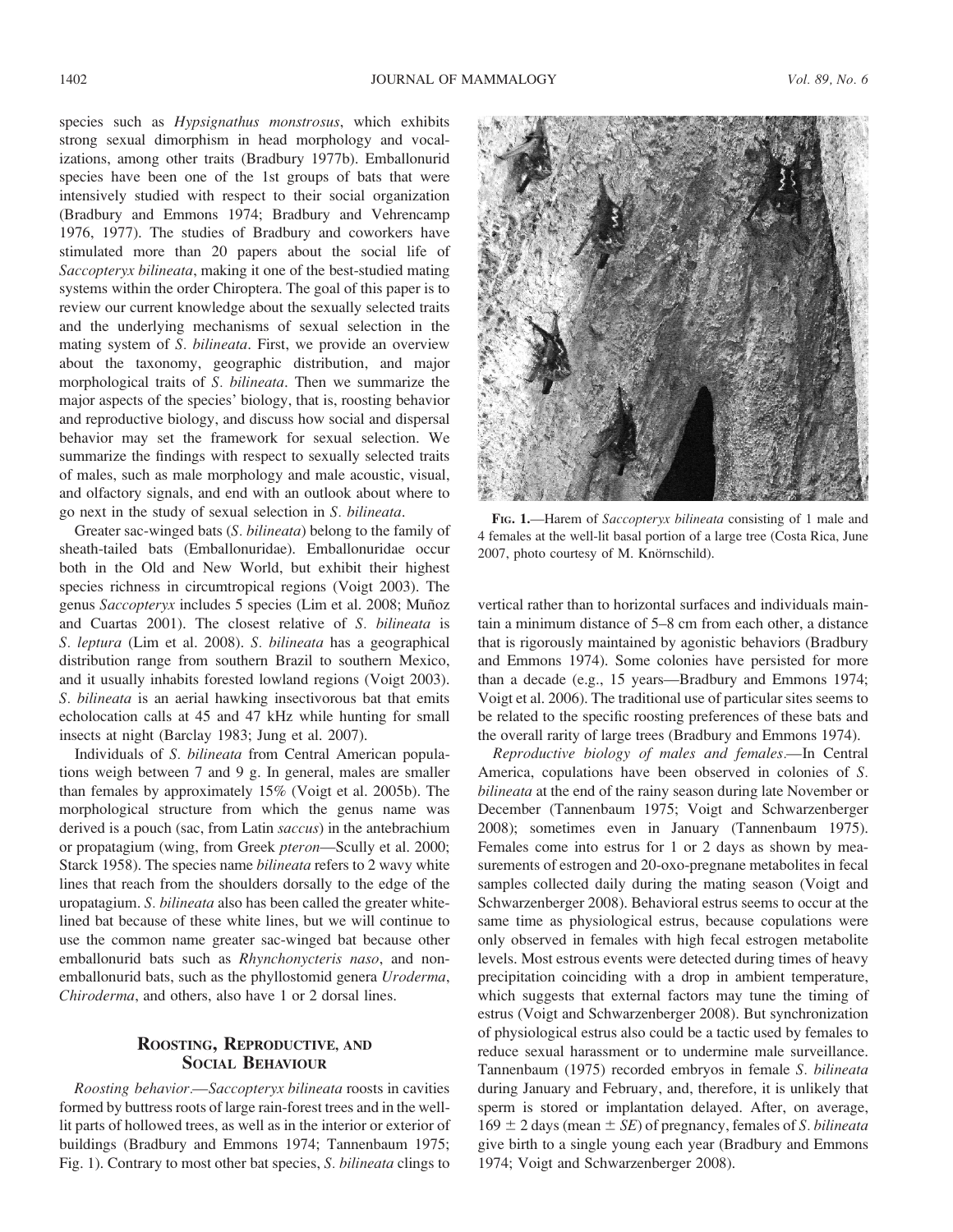species such as *Hypsignathus monstrosus*, which exhibits strong sexual dimorphism in head morphology and vocalizations, among other traits (Bradbury 1977b). Emballonurid species have been one of the 1st groups of bats that were intensively studied with respect to their social organization (Bradbury and Emmons 1974; Bradbury and Vehrencamp 1976, 1977). The studies of Bradbury and coworkers have stimulated more than 20 papers about the social life of *Saccopteryx bilineata*, making it one of the best-studied mating systems within the order Chiroptera. The goal of this paper is to review our current knowledge about the sexually selected traits and the underlying mechanisms of sexual selection in the mating system of *S. bilineata*. First, we provide an overview about the taxonomy, geographic distribution, and major morphological traits of *S. bilineata*. Then we summarize the major aspects of the species' biology, that is, roosting behavior and reproductive biology, and discuss how social and dispersal behavior may set the framework for sexual selection. We summarize the findings with respect to sexually selected traits of males, such as male morphology and male acoustic, visual, and olfactory signals, and end with an outlook about where to go next in the study of sexual selection in *S. bilineata*.

Greater sac-winged bats (*S. bilineata*) belong to the family of sheath-tailed bats (Emballonuridae). Emballonuridae occur both in the Old and New World, but exhibit their highest species richness in circumtropical regions (Voigt 2003). The genus *Saccopteryx* includes 5 species (Lim et al. 2008; Muñoz and Cuartas 2001). The closest relative of *S. bilineata* is *S. leptura* (Lim et al. 2008). *S. bilineata* has a geographical distribution range from southern Brazil to southern Mexico, and it usually inhabits forested lowland regions (Voigt 2003). *S. bilineata* is an aerial hawking insectivorous bat that emits echolocation calls at 45 and 47 kHz while hunting for small insects at night (Barclay 1983; Jung et al. 2007).

Individuals of *S. bilineata* from Central American populations weigh between 7 and 9 g. In general, males are smaller than females by approximately 15% (Voigt et al. 2005b). The morphological structure from which the genus name was derived is a pouch (sac, from Latin *saccus*) in the antebrachium or propatagium (wing, from Greek *pteron*—Scully et al. 2000; Starck 1958). The species name *bilineata* refers to 2 wavy white lines that reach from the shoulders dorsally to the edge of the uropatagium. *S. bilineata* also has been called the greater white-lined bat because of these white lines, but we will continue to use the common name greater sac-winged bat because other emballonurid bats such as *Rhynchonycteris naso*, and non-emballonurid bats, such as the phyllostomid genera *Uroderma*, *Chiroderma*, and others, also have 1 or 2 dorsal lines.

## Roosting, Reproductive, and Social Behaviour

*Roosting behavior*.—*Saccopteryx bilineata* roosts in cavities formed by buttress roots of large rain-forest trees and in the well-lit parts of hollowed trees, as well as in the interior or exterior of buildings (Bradbury and Emmons 1974; Tannenbaum 1975; Fig. 1). Contrary to most other bat species, *S. bilineata* clings to vertical rather than to horizontal surfaces and individuals maintain a minimum distance of 5–8 cm from each other, a distance that is rigorously maintained by agonistic behaviors (Bradbury and Emmons 1974). Some colonies have persisted for more than a decade (e.g., 15 years—Bradbury and Emmons 1974; Voigt et al. 2006). The traditional use of particular sites seems to be related to the specific roosting preferences of these bats and the overall rarity of large trees (Bradbury and Emmons 1974).

Fig. 1.—Harem of *Saccopteryx bilineata* consisting of 1 male and 4 females at the well-lit basal portion of a large tree (Costa Rica, June 2007, photo courtesy of M. Knörnschild).

*Reproductive biology of males and females*.—In Central America, copulations have been observed in colonies of *S. bilineata* at the end of the rainy season during late November or December (Tannenbaum 1975; Voigt and Schwarzenberger 2008); sometimes even in January (Tannenbaum 1975). Females come into estrus for 1 or 2 days as shown by measurements of estrogen and 20-oxo-pregnane metabolites in fecal samples collected daily during the mating season (Voigt and Schwarzenberger 2008). Behavioral estrus seems to occur at the same time as physiological estrus, because copulations were only observed in females with high fecal estrogen metabolite levels. Most estrous events were detected during times of heavy precipitation coinciding with a drop in ambient temperature, which suggests that external factors may tune the timing of estrus (Voigt and Schwarzenberger 2008). But synchronization of physiological estrus also could be a tactic used by females to reduce sexual harassment or to undermine male surveillance. Tannenbaum (1975) recorded embryos in female *S. bilineata* during January and February, and, therefore, it is unlikely that sperm is stored or implantation delayed. After, on average, $169 \pm 2$ days (mean $\pm$ *SE*) of pregnancy, females of *S. bilineata* give birth to a single young each year (Bradbury and Emmons 1974; Voigt and Schwarzenberger 2008).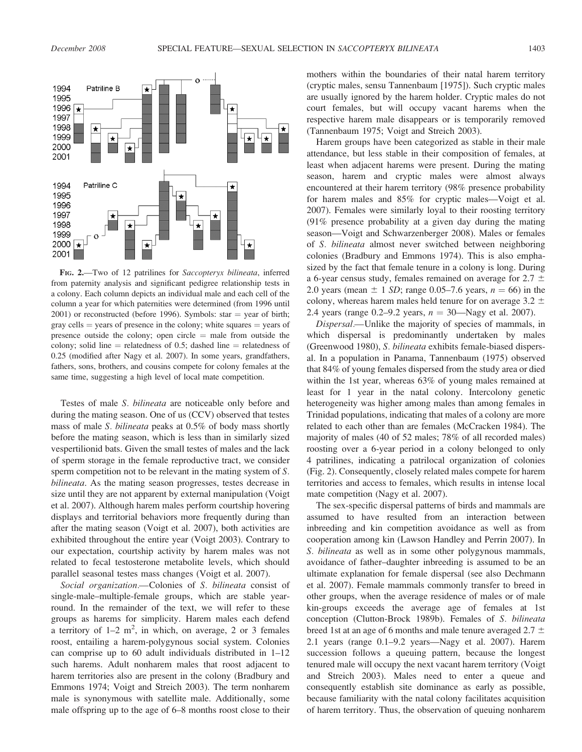FIG. 2.—Two of 12 patrilines for *Saccopteryx bilineata*, inferred from paternity analysis and significant pedigree relationship tests in a colony. Each column depicts an individual male and each cell of the column a year for which paternities were determined (from 1996 until 2001) or reconstructed (before 1996). Symbols: star = year of birth; gray cells = years of presence in the colony; white squares = years of presence outside the colony; open circle = male from outside the colony; solid line = relatedness of 0.5; dashed line = relatedness of 0.25 (modified after Nagy et al. 2007). In some years, grandfathers, fathers, sons, brothers, and cousins compete for colony females at the same time, suggesting a high level of local mate competition.

Testes of male *S. bilineata* are noticeable only before and during the mating season. One of us (CCV) observed that testes mass of male *S. bilineata* peaks at 0.5% of body mass shortly before the mating season, which is less than in similarly sized vespertilionid bats. Given the small testes of males and the lack of sperm storage in the female reproductive tract, we consider sperm competition not to be relevant in the mating system of *S. bilineata*. As the mating season progresses, testes decrease in size until they are not apparent by external manipulation (Voigt et al. 2007). Although harem males perform courtship hovering displays and territorial behaviors more frequently during than after the mating season (Voigt et al. 2007), both activities are exhibited throughout the entire year (Voigt 2003). Contrary to our expectation, courtship activity by harem males was not related to fecal testosterone metabolite levels, which should parallel seasonal testes mass changes (Voigt et al. 2007).

*Social organization.*—Colonies of *S. bilineata* consist of single-male–multiple-female groups, which are stable year-round. In the remainder of the text, we will refer to these groups as harems for simplicity. Harem males each defend a territory of 1–2 $m^2$, in which, on average, 2 or 3 females roost, entailing a harem-polygynous social system. Colonies can comprise up to 60 adult individuals distributed in 1–12 such harems. Adult nonharem males that roost adjacent to harem territories also are present in the colony (Bradbury and Emmons 1974; Voigt and Streich 2003). The term nonharem male is synonymous with satellite male. Additionally, some male offspring up to the age of 6–8 months roost close to their mothers within the boundaries of their natal harem territory (cryptic males, sensu Tannenbaum [1975]). Such cryptic males are usually ignored by the harem holder. Cryptic males do not court females, but will occupy vacant harems when the respective harem male disappears or is temporarily removed (Tannenbaum 1975; Voigt and Streich 2003).

Harem groups have been categorized as stable in their male attendance, but less stable in their composition of females, at least when adjacent harems were present. During the mating season, harem and cryptic males were almost always encountered at their harem territory (98% presence probability for harem males and 85% for cryptic males—Voigt et al. 2007). Females were similarly loyal to their roosting territory (91% presence probability at a given day during the mating season—Voigt and Schwarzenberger 2008). Males or females of *S. bilineata* almost never switched between neighboring colonies (Bradbury and Emmons 1974). This is also emphasized by the fact that female tenure in a colony is long. During a 6-year census study, females remained on average for 2.7 ± 2.0 years (mean ± 1 *SD*; range 0.05–7.6 years, $n = 66$) in the colony, whereas harem males held tenure for on average 3.2 ± 2.4 years (range 0.2–9.2 years, $n = 30$—Nagy et al. 2007).

*Dispersal.*—Unlike the majority of species of mammals, in which dispersal is predominantly undertaken by males (Greenwood 1980), *S. bilineata* exhibits female-biased dispersal. In a population in Panama, Tannenbaum (1975) observed that 84% of young females dispersed from the study area or died within the 1st year, whereas 63% of young males remained at least for 1 year in the natal colony. Intercolony genetic heterogeneity was higher among males than among females in Trinidad populations, indicating that males of a colony are more related to each other than are females (McCracken 1984). The majority of males (40 of 52 males; 78% of all recorded males) roosting over a 6-year period in a colony belonged to only 4 patrilines, indicating a patrilocal organization of colonies (Fig. 2). Consequently, closely related males compete for harem territories and access to females, which results in intense local mate competition (Nagy et al. 2007).

The sex-specific dispersal patterns of birds and mammals are assumed to have resulted from an interaction between inbreeding and kin competition avoidance as well as from cooperation among kin (Lawson Handley and Perrin 2007). In *S. bilineata* as well as in some other polygynous mammals, avoidance of father–daughter inbreeding is assumed to be an ultimate explanation for female dispersal (see also Dechmann et al. 2007). Female mammals commonly transfer to breed in other groups, when the average residence of males or of male kin-groups exceeds the average age of females at 1st conception (Clutton-Brock 1989b). Females of *S. bilineata* breed 1st at an age of 6 months and male tenure averaged 2.7 ± 2.1 years (range 0.1–9.2 years—Nagy et al. 2007). Harem succession follows a queuing pattern, because the longest tenured male will occupy the next vacant harem territory (Voigt and Streich 2003). Males need to enter a queue and consequently establish site dominance as early as possible, because familiarity with the natal colony facilitates acquisition of harem territory. Thus, the observation of queuing nonharem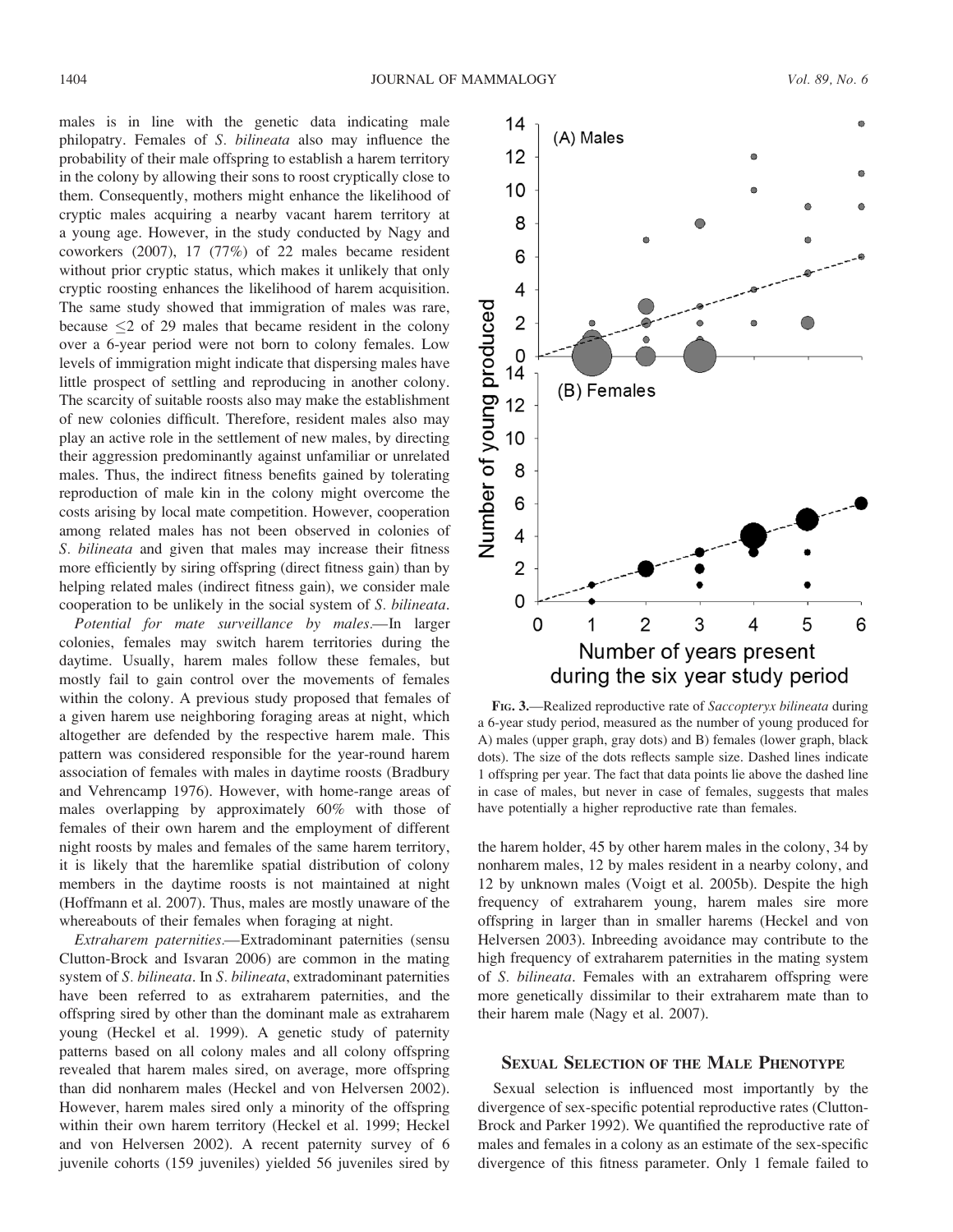males is in line with the genetic data indicating male philopatry. Females of *S. bilineata* also may influence the probability of their male offspring to establish a harem territory in the colony by allowing their sons to roost cryptically close to them. Consequently, mothers might enhance the likelihood of cryptic males acquiring a nearby vacant harem territory at a young age. However, in the study conducted by Nagy and coworkers (2007), 17 (77%) of 22 males became resident without prior cryptic status, which makes it unlikely that only cryptic roosting enhances the likelihood of harem acquisition. The same study showed that immigration of males was rare, because ≤2 of 29 males that became resident in the colony over a 6-year period were not born to colony females. Low levels of immigration might indicate that dispersing males have little prospect of settling and reproducing in another colony. The scarcity of suitable roosts also may make the establishment of new colonies difficult. Therefore, resident males also may play an active role in the settlement of new males, by directing their aggression predominantly against unfamiliar or unrelated males. Thus, the indirect fitness benefits gained by tolerating reproduction of male kin in the colony might overcome the costs arising by local mate competition. However, cooperation among related males has not been observed in colonies of *S. bilineata* and given that males may increase their fitness more efficiently by siring offspring (direct fitness gain) than by helping related males (indirect fitness gain), we consider male cooperation to be unlikely in the social system of *S. bilineata*.

*Potential for mate surveillance by males*.—In larger colonies, females may switch harem territories during the daytime. Usually, harem males follow these females, but mostly fail to gain control over the movements of females within the colony. A previous study proposed that females of a given harem use neighboring foraging areas at night, which altogether are defended by the respective harem male. This pattern was considered responsible for the year-round harem association of females with males in daytime roosts (Bradbury and Vehrencamp 1976). However, with home-range areas of males overlapping by approximately 60% with those of females of their own harem and the employment of different night roosts by males and females of the same harem territory, it is likely that the haremlike spatial distribution of colony members in the daytime roosts is not maintained at night (Hoffmann et al. 2007). Thus, males are mostly unaware of the whereabouts of their females when foraging at night.

*Extraharem paternities*.—Extradominant paternities (sensu Clutton-Brock and Isvaran 2006) are common in the mating system of *S. bilineata*. In *S. bilineata*, extradominant paternities have been referred to as extraharem paternities, and the offspring sired by other than the dominant male as extraharem young (Heckel et al. 1999). A genetic study of paternity patterns based on all colony males and all colony offspring revealed that harem males sired, on average, more offspring than did nonharem males (Heckel and von Helversen 2002). However, harem males sired only a minority of the offspring within their own harem territory (Heckel et al. 1999; Heckel and von Helversen 2002). A recent paternity survey of 6 juvenile cohorts (159 juveniles) yielded 56 juveniles sired by the harem holder, 45 by other harem males in the colony, 34 by nonharem males, 12 by males resident in a nearby colony, and 12 by unknown males (Voigt et al. 2005b). Despite the high frequency of extraharem young, harem males sire more offspring in larger than in smaller harems (Heckel and von Helversen 2003). Inbreeding avoidance may contribute to the high frequency of extraharem paternities in the mating system of *S. bilineata*. Females with an extraharem offspring were more genetically dissimilar to their extraharem mate than to their harem male (Nagy et al. 2007).

Fig. 3.—Realized reproductive rate of *Saccopteryx bilineata* during a 6-year study period, measured as the number of young produced for A) males (upper graph, gray dots) and B) females (lower graph, black dots). The size of the dots reflects sample size. Dashed lines indicate 1 offspring per year. The fact that data points lie above the dashed line in case of males, but never in case of females, suggests that males have potentially a higher reproductive rate than females.

## Sexual Selection of the Male Phenotype

Sexual selection is influenced most importantly by the divergence of sex-specific potential reproductive rates (Clutton-Brock and Parker 1992). We quantified the reproductive rate of males and females in a colony as an estimate of the sex-specific divergence of this fitness parameter. Only 1 female failed to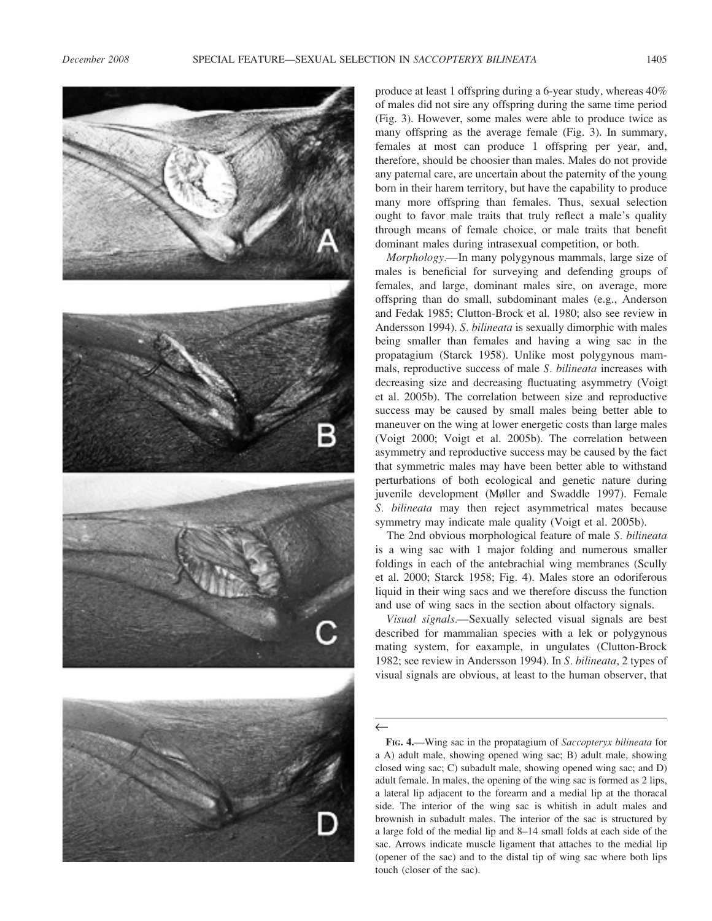produce at least 1 offspring during a 6-year study, whereas 40% of males did not sire any offspring during the same time period (Fig. 3). However, some males were able to produce twice as many offspring as the average female (Fig. 3). In summary, females at most can produce 1 offspring per year, and, therefore, should be choosier than males. Males do not provide any paternal care, are uncertain about the paternity of the young born in their harem territory, but have the capability to produce many more offspring than females. Thus, sexual selection ought to favor male traits that truly reflect a male's quality through means of female choice, or male traits that benefit dominant males during intrasexual competition, or both.

*Morphology*.—In many polygynous mammals, large size of males is beneficial for surveying and defending groups of females, and large, dominant males sire, on average, more offspring than do small, subdominant males (e.g., Anderson and Fedak 1985; Clutton-Brock et al. 1980; also see review in Andersson 1994). *S. bilineata* is sexually dimorphic with males being smaller than females and having a wing sac in the propatagium (Starck 1958). Unlike most polygynous mammals, reproductive success of male *S. bilineata* increases with decreasing size and decreasing fluctuating asymmetry (Voigt et al. 2005b). The correlation between size and reproductive success may be caused by small males being better able to maneuver on the wing at lower energetic costs than large males (Voigt 2000; Voigt et al. 2005b). The correlation between asymmetry and reproductive success may be caused by the fact that symmetric males may have been better able to withstand perturbations of both ecological and genetic nature during juvenile development (Møller and Swaddle 1997). Female *S. bilineata* may then reject asymmetrical mates because symmetry may indicate male quality (Voigt et al. 2005b).

The 2nd obvious morphological feature of male *S. bilineata* is a wing sac with 1 major folding and numerous smaller foldings in each of the antebrachial wing membranes (Scully et al. 2000; Starck 1958; Fig. 4). Males store an odoriferous liquid in their wing sacs and we therefore discuss the function and use of wing sacs in the section about olfactory signals.

*Visual signals*.—Sexually selected visual signals are best described for mammalian species with a lek or polygynous mating system, for eaxample, in ungulates (Clutton-Brock 1982; see review in Andersson 1994). In *S. bilineata*, 2 types of visual signals are obvious, at least to the human observer, that

←

**FIG. 4.**—Wing sac in the propatagium of *Saccopteryx bilineata* for a A) adult male, showing opened wing sac; B) adult male, showing closed wing sac; C) subadult male, showing opened wing sac; and D) adult female. In males, the opening of the wing sac is formed as 2 lips, a lateral lip adjacent to the forearm and a medial lip at the thoracal side. The interior of the wing sac is whitish in adult males and brownish in subadult males. The interior of the sac is structured by a large fold of the medial lip and 8–14 small folds at each side of the sac. Arrows indicate muscle ligament that attaches to the medial lip (opener of the sac) and to the distal tip of wing sac where both lips touch (closer of the sac).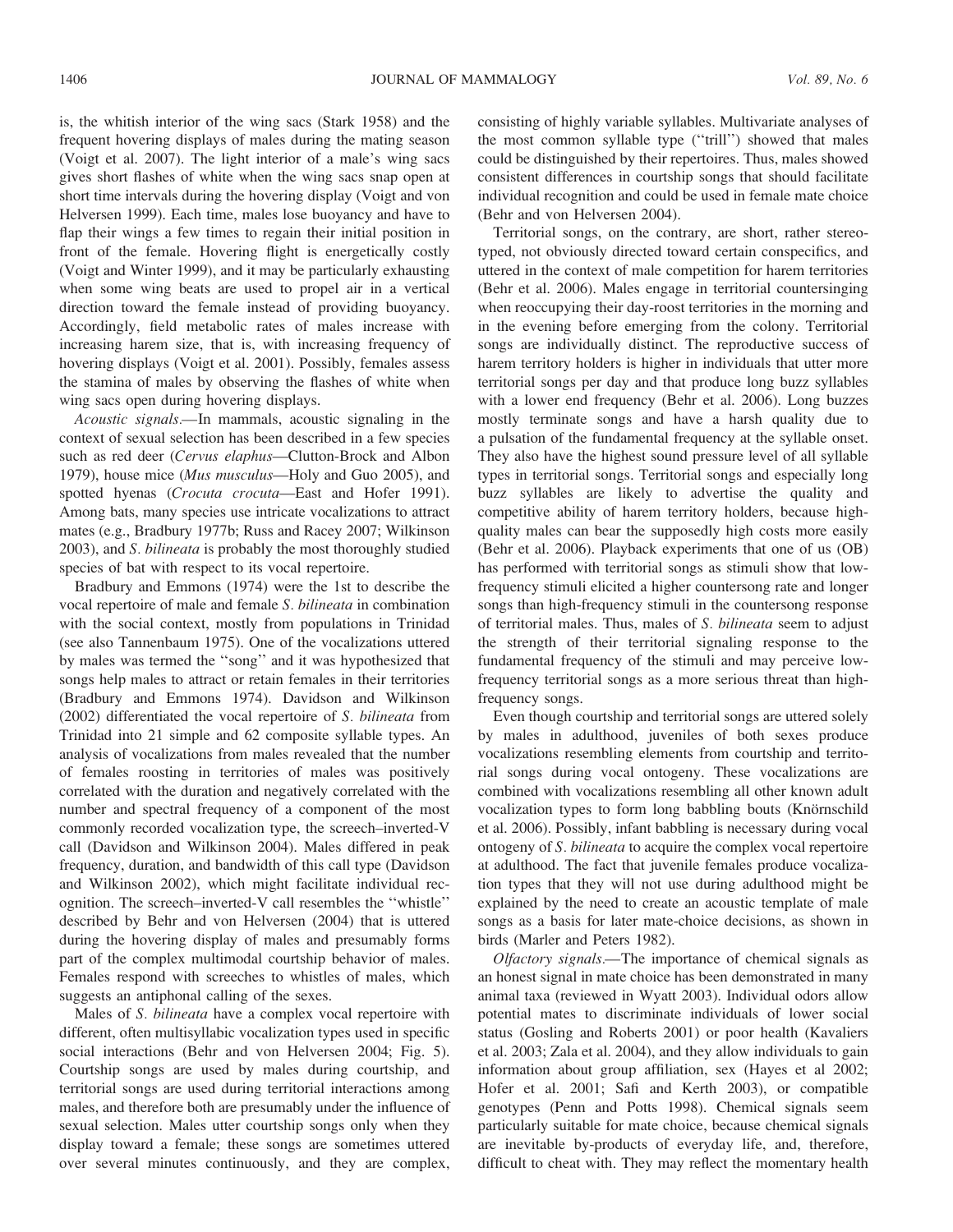is, the whitish interior of the wing sacs (Stark 1958) and the frequent hovering displays of males during the mating season (Voigt et al. 2007). The light interior of a male's wing sacs gives short flashes of white when the wing sacs snap open at short time intervals during the hovering display (Voigt and von Helversen 1999). Each time, males lose buoyancy and have to flap their wings a few times to regain their initial position in front of the female. Hovering flight is energetically costly (Voigt and Winter 1999), and it may be particularly exhausting when some wing beats are used to propel air in a vertical direction toward the female instead of providing buoyancy. Accordingly, field metabolic rates of males increase with increasing harem size, that is, with increasing frequency of hovering displays (Voigt et al. 2001). Possibly, females assess the stamina of males by observing the flashes of white when wing sacs open during hovering displays.

*Acoustic signals*.—In mammals, acoustic signaling in the context of sexual selection has been described in a few species such as red deer (*Cervus elaphus*—Clutton-Brock and Albon 1979), house mice (*Mus musculus*—Holy and Guo 2005), and spotted hyenas (*Crocuta crocuta*—East and Hofer 1991). Among bats, many species use intricate vocalizations to attract mates (e.g., Bradbury 1977b; Russ and Racey 2007; Wilkinson 2003), and *S. bilineata* is probably the most thoroughly studied species of bat with respect to its vocal repertoire.

Bradbury and Emmons (1974) were the 1st to describe the vocal repertoire of male and female *S. bilineata* in combination with the social context, mostly from populations in Trinidad (see also Tannenbaum 1975). One of the vocalizations uttered by males was termed the ''song'' and it was hypothesized that songs help males to attract or retain females in their territories (Bradbury and Emmons 1974). Davidson and Wilkinson (2002) differentiated the vocal repertoire of *S. bilineata* from Trinidad into 21 simple and 62 composite syllable types. An analysis of vocalizations from males revealed that the number of females roosting in territories of males was positively correlated with the duration and negatively correlated with the number and spectral frequency of a component of the most commonly recorded vocalization type, the screech–inverted-V call (Davidson and Wilkinson 2004). Males differed in peak frequency, duration, and bandwidth of this call type (Davidson and Wilkinson 2002), which might facilitate individual recognition. The screech–inverted-V call resembles the ''whistle'' described by Behr and von Helversen (2004) that is uttered during the hovering display of males and presumably forms part of the complex multimodal courtship behavior of males. Females respond with screeches to whistles of males, which suggests an antiphonal calling of the sexes.

Males of *S. bilineata* have a complex vocal repertoire with different, often multisyllabic vocalization types used in specific social interactions (Behr and von Helversen 2004; Fig. 5). Courtship songs are used by males during courtship, and territorial songs are used during territorial interactions among males, and therefore both are presumably under the influence of sexual selection. Males utter courtship songs only when they display toward a female; these songs are sometimes uttered over several minutes continuously, and they are complex, consisting of highly variable syllables. Multivariate analyses of the most common syllable type (''trill'') showed that males could be distinguished by their repertoires. Thus, males showed consistent differences in courtship songs that should facilitate individual recognition and could be used in female mate choice (Behr and von Helversen 2004).

Territorial songs, on the contrary, are short, rather stereotyped, not obviously directed toward certain conspecifics, and uttered in the context of male competition for harem territories (Behr et al. 2006). Males engage in territorial countersinging when reoccupying their day-roost territories in the morning and in the evening before emerging from the colony. Territorial songs are individually distinct. The reproductive success of harem territory holders is higher in individuals that utter more territorial songs per day and that produce long buzz syllables with a lower end frequency (Behr et al. 2006). Long buzzes mostly terminate songs and have a harsh quality due to a pulsation of the fundamental frequency at the syllable onset. They also have the highest sound pressure level of all syllable types in territorial songs. Territorial songs and especially long buzz syllables are likely to advertise the quality and competitive ability of harem territory holders, because high-quality males can bear the supposedly high costs more easily (Behr et al. 2006). Playback experiments that one of us (OB) has performed with territorial songs as stimuli show that low-frequency stimuli elicited a higher countersong rate and longer songs than high-frequency stimuli in the countersong response of territorial males. Thus, males of *S. bilineata* seem to adjust the strength of their territorial signaling response to the fundamental frequency of the stimuli and may perceive low-frequency territorial songs as a more serious threat than high-frequency songs.

Even though courtship and territorial songs are uttered solely by males in adulthood, juveniles of both sexes produce vocalizations resembling elements from courtship and territorial songs during vocal ontogeny. These vocalizations are combined with vocalizations resembling all other known adult vocalization types to form long babbling bouts (Knörnschild et al. 2006). Possibly, infant babbling is necessary during vocal ontogeny of *S. bilineata* to acquire the complex vocal repertoire at adulthood. The fact that juvenile females produce vocalization types that they will not use during adulthood might be explained by the need to create an acoustic template of male songs as a basis for later mate-choice decisions, as shown in birds (Marler and Peters 1982).

*Olfactory signals*.—The importance of chemical signals as an honest signal in mate choice has been demonstrated in many animal taxa (reviewed in Wyatt 2003). Individual odors allow potential mates to discriminate individuals of lower social status (Gosling and Roberts 2001) or poor health (Kavaliers et al. 2003; Zala et al. 2004), and they allow individuals to gain information about group affiliation, sex (Hayes et al 2002; Hofer et al. 2001; Safi and Kerth 2003), or compatible genotypes (Penn and Potts 1998). Chemical signals seem particularly suitable for mate choice, because chemical signals are inevitable by-products of everyday life, and, therefore, difficult to cheat with. They may reflect the momentary health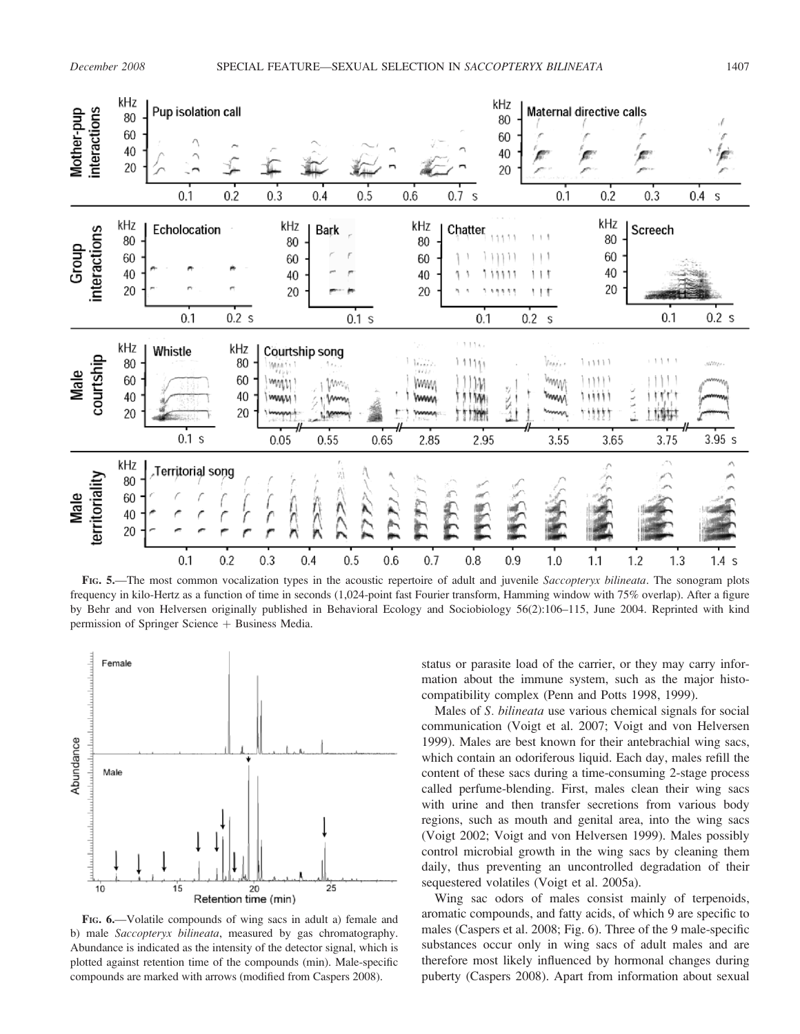FIG. 5.—The most common vocalization types in the acoustic repertoire of adult and juvenile *Saccopteryx bilineata*. The sonogram plots frequency in kilo-Hertz as a function of time in seconds (1,024-point fast Fourier transform, Hamming window with 75% overlap). After a figure by Behr and von Helversen originally published in Behavioral Ecology and Sociobiology 56(2):106–115, June 2004. Reprinted with kind permission of Springer Science + Business Media.

FIG. 6.—Volatile compounds of wing sacs in adult a) female and b) male *Saccopteryx bilineata*, measured by gas chromatography. Abundance is indicated as the intensity of the detector signal, which is plotted against retention time of the compounds (min). Male-specific compounds are marked with arrows (modified from Caspers 2008).

status or parasite load of the carrier, or they may carry information about the immune system, such as the major histocompatibility complex (Penn and Potts 1998, 1999).

Males of *S. bilineata* use various chemical signals for social communication (Voigt et al. 2007; Voigt and von Helversen 1999). Males are best known for their antebrachial wing sacs, which contain an odoriferous liquid. Each day, males refill the content of these sacs during a time-consuming 2-stage process called perfume-blending. First, males clean their wing sacs with urine and then transfer secretions from various body regions, such as mouth and genital area, into the wing sacs (Voigt 2002; Voigt and von Helversen 1999). Males possibly control microbial growth in the wing sacs by cleaning them daily, thus preventing an uncontrolled degradation of their sequestered volatiles (Voigt et al. 2005a).

Wing sac odors of males consist mainly of terpenoids, aromatic compounds, and fatty acids, of which 9 are specific to males (Caspers et al. 2008; Fig. 6). Three of the 9 male-specific substances occur only in wing sacs of adult males and are therefore most likely influenced by hormonal changes during puberty (Caspers 2008). Apart from information about sexual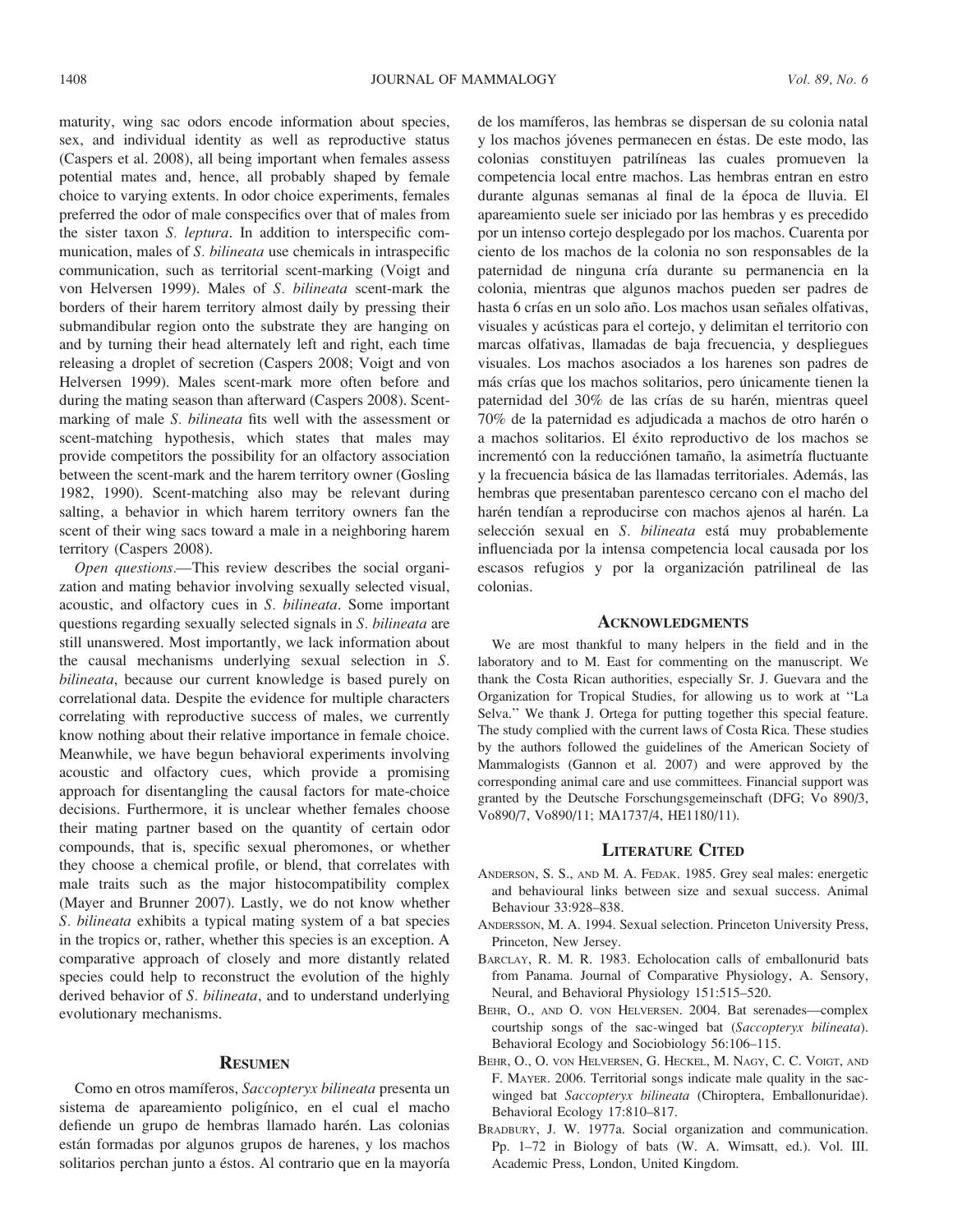maturity, wing sac odors encode information about species, sex, and individual identity as well as reproductive status (Caspers et al. 2008), all being important when females assess potential mates and, hence, all probably shaped by female choice to varying extents. In odor choice experiments, females preferred the odor of male conspecifics over that of males from the sister taxon *S. leptura*. In addition to interspecific communication, males of *S. bilineata* use chemicals in intraspecific communication, such as territorial scent-marking (Voigt and von Helversen 1999). Males of *S. bilineata* scent-mark the borders of their harem territory almost daily by pressing their submandibular region onto the substrate they are hanging on and by turning their head alternately left and right, each time releasing a droplet of secretion (Caspers 2008; Voigt and von Helversen 1999). Males scent-mark more often before and during the mating season than afterward (Caspers 2008). Scent-marking of male *S. bilineata* fits well with the assessment or scent-matching hypothesis, which states that males may provide competitors the possibility for an olfactory association between the scent-mark and the harem territory owner (Gosling 1982, 1990). Scent-matching also may be relevant during salting, a behavior in which harem territory owners fan the scent of their wing sacs toward a male in a neighboring harem territory (Caspers 2008).

*Open questions.*—This review describes the social organization and mating behavior involving sexually selected visual, acoustic, and olfactory cues in *S. bilineata*. Some important questions regarding sexually selected signals in *S. bilineata* are still unanswered. Most importantly, we lack information about the causal mechanisms underlying sexual selection in *S. bilineata*, because our current knowledge is based purely on correlational data. Despite the evidence for multiple characters correlating with reproductive success of males, we currently know nothing about their relative importance in female choice. Meanwhile, we have begun behavioral experiments involving acoustic and olfactory cues, which provide a promising approach for disentangling the causal factors for mate-choice decisions. Furthermore, it is unclear whether females choose their mating partner based on the quantity of certain odor compounds, that is, specific sexual pheromones, or whether they choose a chemical profile, or blend, that correlates with male traits such as the major histocompatibility complex (Mayer and Brunner 2007). Lastly, we do not know whether *S. bilineata* exhibits a typical mating system of a bat species in the tropics or, rather, whether this species is an exception. A comparative approach of closely and more distantly related species could help to reconstruct the evolution of the highly derived behavior of *S. bilineata*, and to understand underlying evolutionary mechanisms.

## Resumen

Como en otros mamíferos, *Saccopteryx bilineata* presenta un sistema de apareamiento poligínico, en el cual el macho defiende un grupo de hembras llamado harén. Las colonias están formadas por algunos grupos de harenes, y los machos solitarios perchan junto a éstos. Al contrario que en la mayoría de los mamíferos, las hembras se dispersan de su colonia natal y los machos jóvenes permanecen en éstas. De este modo, las colonias constituyen patrilíneas las cuales promueven la competencia local entre machos. Las hembras entran en estro durante algunas semanas al final de la época de lluvia. El apareamiento suele ser iniciado por las hembras y es precedido por un intenso cortejo desplegado por los machos. Cuarenta por ciento de los machos de la colonia no son responsables de la paternidad de ninguna cría durante su permanencia en la colonia, mientras que algunos machos pueden ser padres de hasta 6 crías en un solo año. Los machos usan señales olfativas, visuales y acústicas para el cortejo, y delimitan el territorio con marcas olfativas, llamadas de baja frecuencia, y despliegues visuales. Los machos asociados a los harenes son padres de más crías que los machos solitarios, pero únicamente tienen la paternidad del 30% de las crías de su harén, mientras queel 70% de la paternidad es adjudicada a machos de otro harén o a machos solitarios. El éxito reproductivo de los machos se incrementó con la reducciónen tamaño, la asimetría fluctuante y la frecuencia básica de las llamadas territoriales. Además, las hembras que presentaban parentesco cercano con el macho del harén tendían a reproducirse con machos ajenos al harén. La selección sexual en *S. bilineata* está muy probablemente influenciada por la intensa competencia local causada por los escasos refugios y por la organización patrilineal de las colonias.

## Acknowledgments

We are most thankful to many helpers in the field and in the laboratory and to M. East for commenting on the manuscript. We thank the Costa Rican authorities, especially Sr. J. Guevara and the Organization for Tropical Studies, for allowing us to work at ''La Selva.'' We thank J. Ortega for putting together this special feature. The study complied with the current laws of Costa Rica. These studies by the authors followed the guidelines of the American Society of Mammalogists (Gannon et al. 2007) and were approved by the corresponding animal care and use committees. Financial support was granted by the Deutsche Forschungsgemeinschaft (DFG; Vo 890/3, Vo890/7, Vo890/11; MA1737/4, HE1180/11).

## Literature Cited

Anderson, S. S., and M. A. Fedak. 1985. Grey seal males: energetic and behavioural links between size and sexual success. Animal Behaviour 33:928–838.

Andersson, M. A. 1994. Sexual selection. Princeton University Press, Princeton, New Jersey.

Barclay, R. M. R. 1983. Echolocation calls of emballonurid bats from Panama. Journal of Comparative Physiology, A. Sensory, Neural, and Behavioral Physiology 151:515–520.

Behr, O., and O. von Helversen. 2004. Bat serenades—complex courtship songs of the sac-winged bat (*Saccopteryx bilineata*). Behavioral Ecology and Sociobiology 56:106–115.

Behr, O., O. von Helversen, G. Heckel, M. Nagy, C. C. Voigt, and F. Mayer. 2006. Territorial songs indicate male quality in the sac-winged bat *Saccopteryx bilineata* (Chiroptera, Emballonuridae). Behavioral Ecology 17:810–817.

Bradbury, J. W. 1977a. Social organization and communication. Pp. 1–72 in Biology of bats (W. A. Wimsatt, ed.). Vol. III. Academic Press, London, United Kingdom.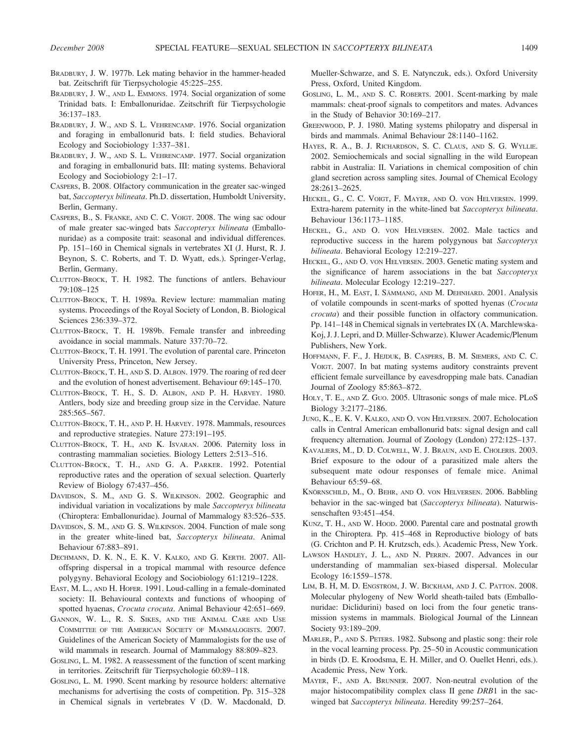BRADBURY, J. W. 1977b. Lek mating behavior in the hammer-headed bat. Zeitschrift für Tierpsychologie 45:225–255.

BRADBURY, J. W., AND L. EMMONS. 1974. Social organization of some Trinidad bats. I: Emballonuridae. Zeitschrift für Tierpsychologie 36:137–183.

BRADBURY, J. W., AND S. L. VEHRENCAMP. 1976. Social organization and foraging in emballonurid bats. I: field studies. Behavioral Ecology and Sociobiology 1:337–381.

BRADBURY, J. W., AND S. L. VEHRENCAMP. 1977. Social organization and foraging in emballonurid bats. III: mating systems. Behavioral Ecology and Sociobiology 2:1–17.

CASPERS, B. 2008. Olfactory communication in the greater sac-winged bat, *Saccopteryx bilineata*. Ph.D. dissertation, Humboldt University, Berlin, Germany.

CASPERS, B., S. FRANKE, AND C. C. VOIGT. 2008. The wing sac odour of male greater sac-winged bats *Saccopteryx bilineata* (Emballonuridae) as a composite trait: seasonal and individual differences. Pp. 151–160 in Chemical signals in vertebrates XI (J. Hurst, R. J. Beynon, S. C. Roberts, and T. D. Wyatt, eds.). Springer-Verlag, Berlin, Germany.

CLUTTON-BROCK, T. H. 1982. The functions of antlers. Behaviour 79:108–125

CLUTTON-BROCK, T. H. 1989a. Review lecture: mammalian mating systems. Proceedings of the Royal Society of London, B. Biological Sciences 236:339–372.

CLUTTON-BROCK, T. H. 1989b. Female transfer and inbreeding avoidance in social mammals. Nature 337:70–72.

CLUTTON-BROCK, T. H. 1991. The evolution of parental care. Princeton University Press, Princeton, New Jersey.

CLUTTON-BROCK, T. H., AND S. D. ALBON. 1979. The roaring of red deer and the evolution of honest advertisement. Behaviour 69:145–170.

CLUTTON-BROCK, T. H., S. D. ALBON, AND P. H. HARVEY. 1980. Antlers, body size and breeding group size in the Cervidae. Nature 285:565–567.

CLUTTON-BROCK, T. H., AND P. H. HARVEY. 1978. Mammals, resources and reproductive strategies. Nature 273:191–195.

CLUTTON-BROCK, T. H., AND K. ISVARAN. 2006. Paternity loss in contrasting mammalian societies. Biology Letters 2:513–516.

CLUTTON-BROCK, T. H., AND G. A. PARKER. 1992. Potential reproductive rates and the operation of sexual selection. Quarterly Review of Biology 67:437–456.

DAVIDSON, S. M., AND G. S. WILKINSON. 2002. Geographic and individual variation in vocalizations by male *Saccopteryx bilineata* (Chiroptera: Emballonuridae). Journal of Mammalogy 83:526–535.

DAVIDSON, S. M., AND G. S. WILKINSON. 2004. Function of male song in the greater white-lined bat, *Saccopteryx bilineata*. Animal Behaviour 67:883–891.

DECHMANN, D. K. N., E. K. V. KALKO, AND G. KERTH. 2007. All-offspring dispersal in a tropical mammal with resource defence polygyny. Behavioral Ecology and Sociobiology 61:1219–1228.

EAST, M. L., AND H. HOFER. 1991. Loud-calling in a female-dominated society: II. Behavioural contexts and functions of whooping of spotted hyaenas, *Crocuta crocuta*. Animal Behaviour 42:651–669.

GANNON, W. L., R. S. SIKES, AND THE ANIMAL CARE AND USE COMMITTEE OF THE AMERICAN SOCIETY OF MAMMALOGISTS. 2007. Guidelines of the American Society of Mammalogists for the use of wild mammals in research. Journal of Mammalogy 88:809–823.

GOSLING, L. M. 1982. A reassessment of the function of scent marking in territories. Zeitschrift für Tierpsychologie 60:89–118.

GOSLING, L. M. 1990. Scent marking by resource holders: alternative mechanisms for advertising the costs of competition. Pp. 315–328 in Chemical signals in vertebrates V (D. W. Macdonald, D. Mueller-Schwarze, and S. E. Natynczuk, eds.). Oxford University Press, Oxford, United Kingdom.

GOSLING, L. M., AND S. C. ROBERTS. 2001. Scent-marking by male mammals: cheat-proof signals to competitors and mates. Advances in the Study of Behavior 30:169–217.

GREENWOOD, P. J. 1980. Mating systems philopatry and dispersal in birds and mammals. Animal Behaviour 28:1140–1162.

HAYES, R. A., B. J. RICHARDSON, S. C. CLAUS, AND S. G. WYLLIE. 2002. Semiochemicals and social signalling in the wild European rabbit in Australia: II. Variations in chemical composition of chin gland secretion across sampling sites. Journal of Chemical Ecology 28:2613–2625.

HECKEL, G., C. C. VOIGT, F. MAYER, AND O. VON HELVERSEN. 1999. Extra-harem paternity in the white-lined bat *Saccopteryx bilineata*. Behaviour 136:1173–1185.

HECKEL, G., AND O. VON HELVERSEN. 2002. Male tactics and reproductive success in the harem polygynous bat *Saccopteryx bilineata*. Behavioral Ecology 12:219–227.

HECKEL, G., AND O. VON HELVERSEN. 2003. Genetic mating system and the significance of harem associations in the bat *Saccopteryx bilineata*. Molecular Ecology 12:219–227.

HOFER, H., M. EAST, I. SÄMMANG, AND M. DEHNHARD. 2001. Analysis of volatile compounds in scent-marks of spotted hyenas (*Crocuta crocuta*) and their possible function in olfactory communication. Pp. 141–148 in Chemical signals in vertebrates IX (A. Marchlewska-Koj, J. J. Lepri, and D. Müller-Schwarze). Kluwer Academic/Plenum Publishers, New York.

HOFFMANN, F. F., J. HEJDUK, B. CASPERS, B. M. SIEMERS, AND C. C. VOIGT. 2007. In bat mating systems auditory constraints prevent efficient female surveillance by eavesdropping male bats. Canadian Journal of Zoology 85:863–872.

HOLY, T. E., AND Z. GUO. 2005. Ultrasonic songs of male mice. PLoS Biology 3:2177–2186.

JUNG, K., E. K. V. KALKO, AND O. VON HELVERSEN. 2007. Echolocation calls in Central American emballonurid bats: signal design and call frequency alternation. Journal of Zoology (London) 272:125–137.

KAVALIERS, M., D. D. COLWELL, W. J. BRAUN, AND E. CHOLERIS. 2003. Brief exposure to the odour of a parasitized male alters the subsequent mate odour responses of female mice. Animal Behaviour 65:59–68.

KNÖRNSCHILD, M., O. BEHR, AND O. VON HELVERSEN. 2006. Babbling behavior in the sac-winged bat (*Saccopteryx bilineata*). Naturwissenschaften 93:451–454.

KUNZ, T. H., AND W. HOOD. 2000. Parental care and postnatal growth in the Chiroptera. Pp. 415–468 in Reproductive biology of bats (G. Crichton and P. H. Krutzsch, eds.). Academic Press, New York.

LAWSON HANDLEY, J. L., AND N. PERRIN. 2007. Advances in our understanding of mammalian sex-biased dispersal. Molecular Ecology 16:1559–1578.

LIM, B. H, M. D. ENGSTROM, J. W. BICKHAM, AND J. C. PATTON. 2008. Molecular phylogeny of New World sheath-tailed bats (Emballonuridae: Diclidurini) based on loci from the four genetic transmission systems in mammals. Biological Journal of the Linnean Society 93:189–209.

MARLER, P., AND S. PETERS. 1982. Subsong and plastic song: their role in the vocal learning process. Pp. 25–50 in Acoustic communication in birds (D. E. Kroodsma, E. H. Miller, and O. Ouellet Henri, eds.). Academic Press, New York.

MAYER, F., AND A. BRUNNER. 2007. Non-neutral evolution of the major histocompatibility complex class II gene *DRB*1 in the sac-winged bat *Saccopteryx bilineata*. Heredity 99:257–264.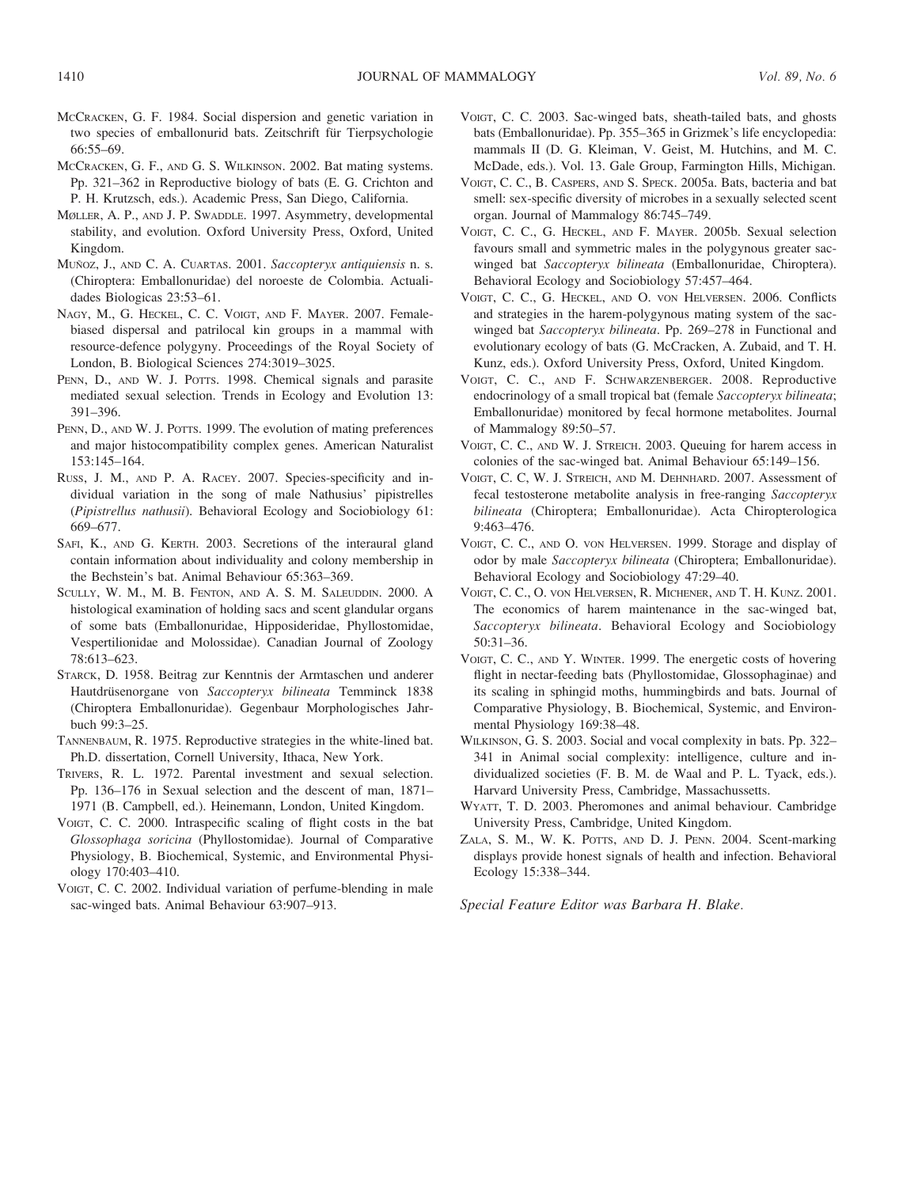McCracken, G. F. 1984. Social dispersion and genetic variation in two species of emballonurid bats. Zeitschrift für Tierpsychologie 66:55–69.

McCracken, G. F., and G. S. Wilkinson. 2002. Bat mating systems. Pp. 321–362 in Reproductive biology of bats (E. G. Crichton and P. H. Krutzsch, eds.). Academic Press, San Diego, California.

Møller, A. P., and J. P. Swaddle. 1997. Asymmetry, developmental stability, and evolution. Oxford University Press, Oxford, United Kingdom.

Muñoz, J., and C. A. Cuartas. 2001. *Saccopteryx antiquiensis* n. s. (Chiroptera: Emballonuridae) del noroeste de Colombia. Actualidades Biologicas 23:53–61.

Nagy, M., G. Heckel, C. C. Voigt, and F. Mayer. 2007. Female-biased dispersal and patrilocal kin groups in a mammal with resource-defence polygyny. Proceedings of the Royal Society of London, B. Biological Sciences 274:3019–3025.

Penn, D., and W. J. Potts. 1998. Chemical signals and parasite mediated sexual selection. Trends in Ecology and Evolution 13: 391–396.

Penn, D., and W. J. Potts. 1999. The evolution of mating preferences and major histocompatibility complex genes. American Naturalist 153:145–164.

Russ, J. M., and P. A. Racey. 2007. Species-specificity and individual variation in the song of male Nathusius' pipistrelles (*Pipistrellus nathusii*). Behavioral Ecology and Sociobiology 61: 669–677.

Safi, K., and G. Kerth. 2003. Secretions of the interaural gland contain information about individuality and colony membership in the Bechstein's bat. Animal Behaviour 65:363–369.

Scully, W. M., M. B. Fenton, and A. S. M. Saleuddin. 2000. A histological examination of holding sacs and scent glandular organs of some bats (Emballonuridae, Hipposideridae, Phyllostomidae, Vespertilionidae and Molossidae). Canadian Journal of Zoology 78:613–623.

Starck, D. 1958. Beitrag zur Kenntnis der Armtaschen und anderer Hautdrüsenorgane von *Saccopteryx bilineata* Temminck 1838 (Chiroptera Emballonuridae). Gegenbaur Morphologisches Jahrbuch 99:3–25.

Tannenbaum, R. 1975. Reproductive strategies in the white-lined bat. Ph.D. dissertation, Cornell University, Ithaca, New York.

Trivers, R. L. 1972. Parental investment and sexual selection. Pp. 136–176 in Sexual selection and the descent of man, 1871–1971 (B. Campbell, ed.). Heinemann, London, United Kingdom.

Voigt, C. C. 2000. Intraspecific scaling of flight costs in the bat *Glossophaga soricina* (Phyllostomidae). Journal of Comparative Physiology, B. Biochemical, Systemic, and Environmental Physiology 170:403–410.

Voigt, C. C. 2002. Individual variation of perfume-blending in male sac-winged bats. Animal Behaviour 63:907–913.

Voigt, C. C. 2003. Sac-winged bats, sheath-tailed bats, and ghosts bats (Emballonuridae). Pp. 355–365 in Grizmek's life encyclopedia: mammals II (D. G. Kleiman, V. Geist, M. Hutchins, and M. C. McDade, eds.). Vol. 13. Gale Group, Farmington Hills, Michigan.

Voigt, C. C., B. Caspers, and S. Speck. 2005a. Bats, bacteria and bat smell: sex-specific diversity of microbes in a sexually selected scent organ. Journal of Mammalogy 86:745–749.

Voigt, C. C., G. Heckel, and F. Mayer. 2005b. Sexual selection favours small and symmetric males in the polygynous greater sac-winged bat *Saccopteryx bilineata* (Emballonuridae, Chiroptera). Behavioral Ecology and Sociobiology 57:457–464.

Voigt, C. C., G. Heckel, and O. von Helversen. 2006. Conflicts and strategies in the harem-polygynous mating system of the sac-winged bat *Saccopteryx bilineata*. Pp. 269–278 in Functional and evolutionary ecology of bats (G. McCracken, A. Zubaid, and T. H. Kunz, eds.). Oxford University Press, Oxford, United Kingdom.

Voigt, C. C., and F. Schwarzenberger. 2008. Reproductive endocrinology of a small tropical bat (female *Saccopteryx bilineata*; Emballonuridae) monitored by fecal hormone metabolites. Journal of Mammalogy 89:50–57.

Voigt, C. C., and W. J. Streich. 2003. Queuing for harem access in colonies of the sac-winged bat. Animal Behaviour 65:149–156.

Voigt, C. C, W. J. Streich, and M. Dehnhard. 2007. Assessment of fecal testosterone metabolite analysis in free-ranging *Saccopteryx bilineata* (Chiroptera; Emballonuridae). Acta Chiropterologica 9:463–476.

Voigt, C. C., and O. von Helversen. 1999. Storage and display of odor by male *Saccopteryx bilineata* (Chiroptera; Emballonuridae). Behavioral Ecology and Sociobiology 47:29–40.

Voigt, C. C., O. von Helversen, R. Michener, and T. H. Kunz. 2001. The economics of harem maintenance in the sac-winged bat, *Saccopteryx bilineata*. Behavioral Ecology and Sociobiology 50:31–36.

Voigt, C. C., and Y. Winter. 1999. The energetic costs of hovering flight in nectar-feeding bats (Phyllostomidae, Glossophaginae) and its scaling in sphingid moths, hummingbirds and bats. Journal of Comparative Physiology, B. Biochemical, Systemic, and Environmental Physiology 169:38–48.

Wilkinson, G. S. 2003. Social and vocal complexity in bats. Pp. 322–341 in Animal social complexity: intelligence, culture and individualized societies (F. B. M. de Waal and P. L. Tyack, eds.). Harvard University Press, Cambridge, Massachussetts.

Wyatt, T. D. 2003. Pheromones and animal behaviour. Cambridge University Press, Cambridge, United Kingdom.

Zala, S. M., W. K. Potts, and D. J. Penn. 2004. Scent-marking displays provide honest signals of health and infection. Behavioral Ecology 15:338–344.

*Special Feature Editor was Barbara H. Blake.*